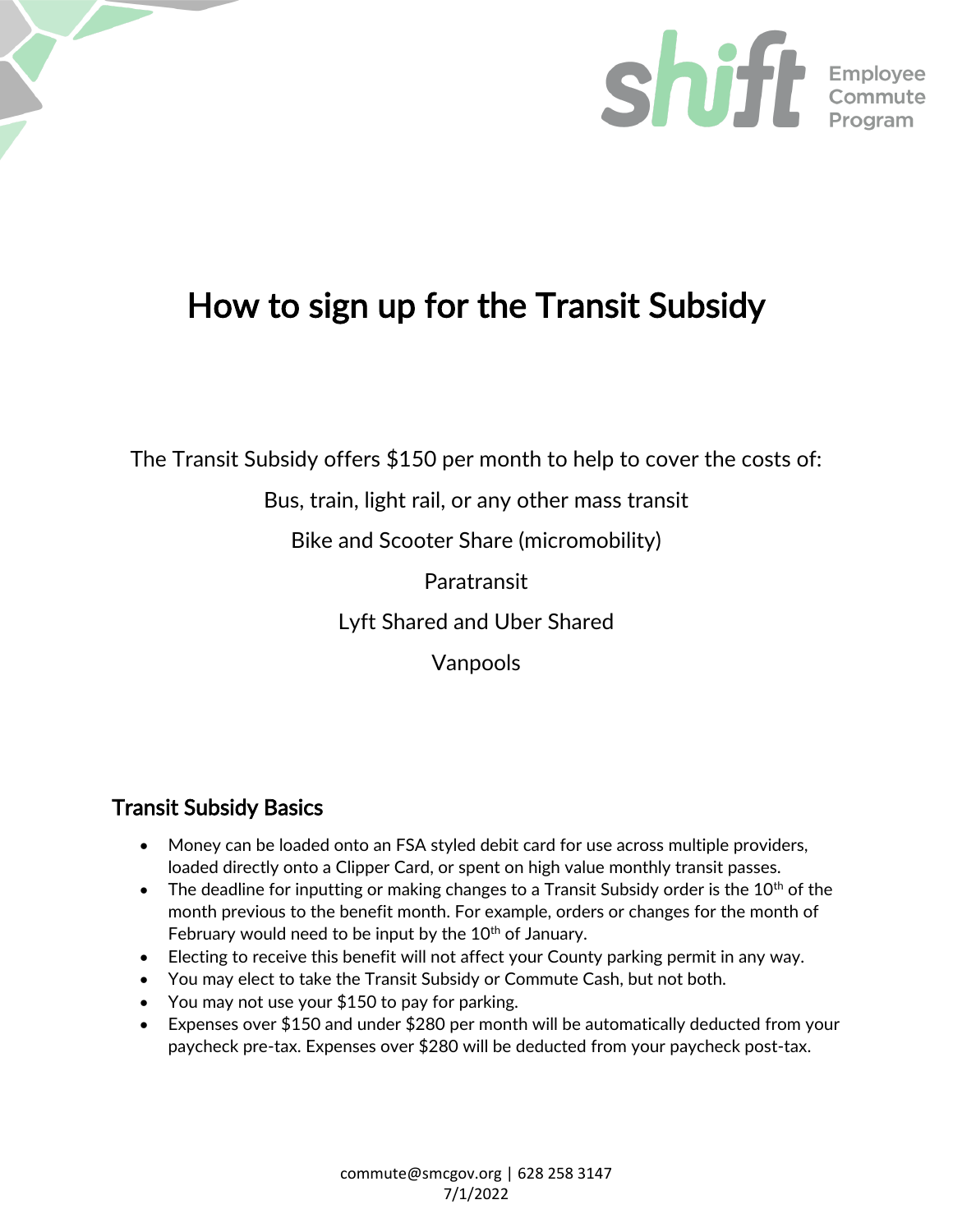shift Employee Commute Program

# How to sign up for the Transit Subsidy

The Transit Subsidy offers $150 per month to help to cover the costs of:

Bus, train, light rail, or any other mass transit

Bike and Scooter Share (micromobility)

Paratransit

Lyft Shared and Uber Shared

Vanpools

## Transit Subsidy Basics

- Money can be loaded onto an FSA styled debit card for use across multiple providers, loaded directly onto a Clipper Card, or spent on high value monthly transit passes.
- The deadline for inputting or making changes to a Transit Subsidy order is the 10th of the month previous to the benefit month. For example, orders or changes for the month of February would need to be input by the 10th of January.
- Electing to receive this benefit will not affect your County parking permit in any way.
- You may elect to take the Transit Subsidy or Commute Cash, but not both.
- You may not use your $150 to pay for parking.
- Expenses over $150 and under $280 per month will be automatically deducted from your paycheck pre-tax. Expenses over $280 will be deducted from your paycheck post-tax.

commute@smcgov.org | 628 258 3147
7/1/2022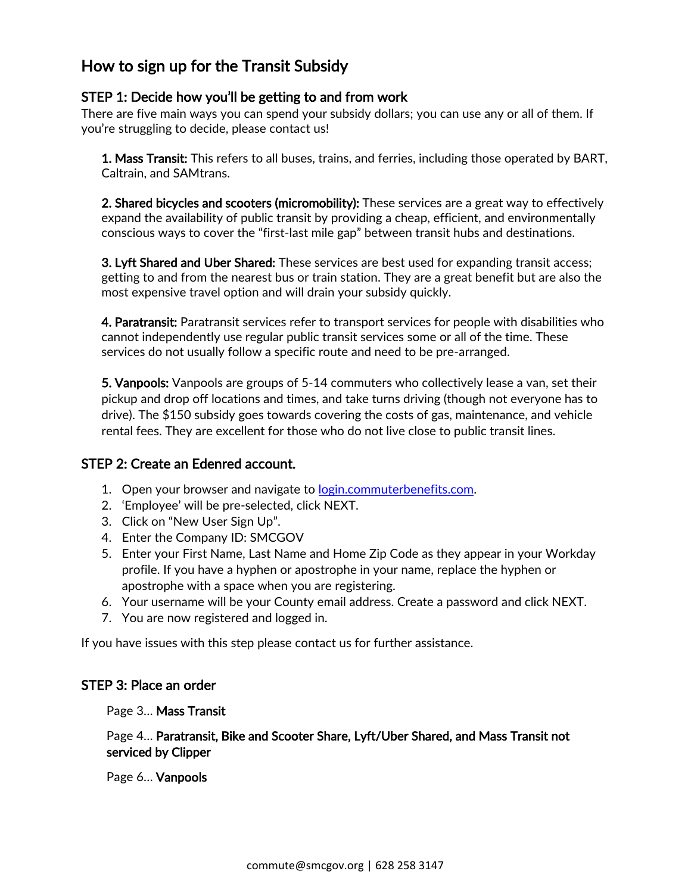## How to sign up for the Transit Subsidy

### STEP 1: Decide how you'll be getting to and from work

There are five main ways you can spend your subsidy dollars; you can use any or all of them. If you're struggling to decide, please contact us!

**1. Mass Transit:** This refers to all buses, trains, and ferries, including those operated by BART, Caltrain, and SAMtrans.

**2. Shared bicycles and scooters (micromobility):** These services are a great way to effectively expand the availability of public transit by providing a cheap, efficient, and environmentally conscious ways to cover the "first-last mile gap" between transit hubs and destinations.

**3. Lyft Shared and Uber Shared:** These services are best used for expanding transit access; getting to and from the nearest bus or train station. They are a great benefit but are also the most expensive travel option and will drain your subsidy quickly.

**4. Paratransit:** Paratransit services refer to transport services for people with disabilities who cannot independently use regular public transit services some or all of the time. These services do not usually follow a specific route and need to be pre-arranged.

**5. Vanpools:** Vanpools are groups of 5-14 commuters who collectively lease a van, set their pickup and drop off locations and times, and take turns driving (though not everyone has to drive). The $150 subsidy goes towards covering the costs of gas, maintenance, and vehicle rental fees. They are excellent for those who do not live close to public transit lines.

### STEP 2: Create an Edenred account.

1. Open your browser and navigate to [login.commuterbenefits.com](login.commuterbenefits.com).
2. 'Employee' will be pre-selected, click NEXT.
3. Click on "New User Sign Up".
4. Enter the Company ID: SMCGOV
5. Enter your First Name, Last Name and Home Zip Code as they appear in your Workday profile. If you have a hyphen or apostrophe in your name, replace the hyphen or apostrophe with a space when you are registering.
6. Your username will be your County email address. Create a password and click NEXT.
7. You are now registered and logged in.

If you have issues with this step please contact us for further assistance.

### STEP 3: Place an order

Page 3… **Mass Transit**

Page 4… **Paratransit, Bike and Scooter Share, Lyft/Uber Shared, and Mass Transit not serviced by Clipper**

Page 6… **Vanpools**

commute@smcgov.org | 628 258 3147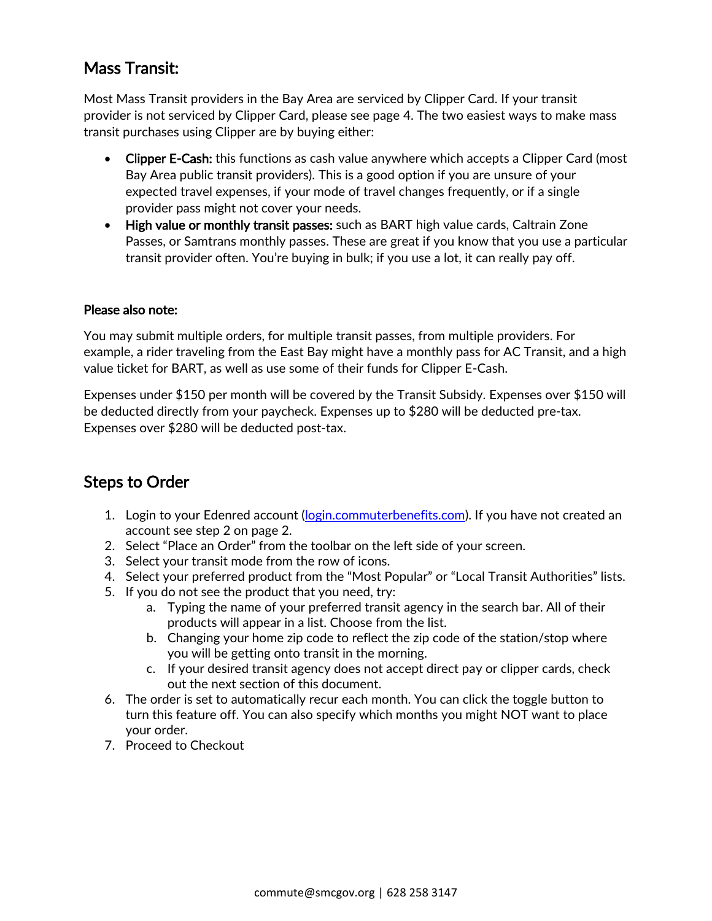## Mass Transit:

Most Mass Transit providers in the Bay Area are serviced by Clipper Card. If your transit provider is not serviced by Clipper Card, please see page 4. The two easiest ways to make mass transit purchases using Clipper are by buying either:

- **Clipper E-Cash:** this functions as cash value anywhere which accepts a Clipper Card (most Bay Area public transit providers). This is a good option if you are unsure of your expected travel expenses, if your mode of travel changes frequently, or if a single provider pass might not cover your needs.
- **High value or monthly transit passes:** such as BART high value cards, Caltrain Zone Passes, or Samtrans monthly passes. These are great if you know that you use a particular transit provider often. You're buying in bulk; if you use a lot, it can really pay off.

#### Please also note:

You may submit multiple orders, for multiple transit passes, from multiple providers. For example, a rider traveling from the East Bay might have a monthly pass for AC Transit, and a high value ticket for BART, as well as use some of their funds for Clipper E-Cash.

Expenses under $150 per month will be covered by the Transit Subsidy. Expenses over $150 will be deducted directly from your paycheck. Expenses up to $280 will be deducted pre-tax. Expenses over $280 will be deducted post-tax.

## Steps to Order

1. Login to your Edenred account ([login.commuterbenefits.com](login.commuterbenefits.com)). If you have not created an account see step 2 on page 2.
2. Select "Place an Order" from the toolbar on the left side of your screen.
3. Select your transit mode from the row of icons.
4. Select your preferred product from the "Most Popular" or "Local Transit Authorities" lists.
5. If you do not see the product that you need, try:
   a. Typing the name of your preferred transit agency in the search bar. All of their products will appear in a list. Choose from the list.
   b. Changing your home zip code to reflect the zip code of the station/stop where you will be getting onto transit in the morning.
   c. If your desired transit agency does not accept direct pay or clipper cards, check out the next section of this document.
6. The order is set to automatically recur each month. You can click the toggle button to turn this feature off. You can also specify which months you might NOT want to place your order.
7. Proceed to Checkout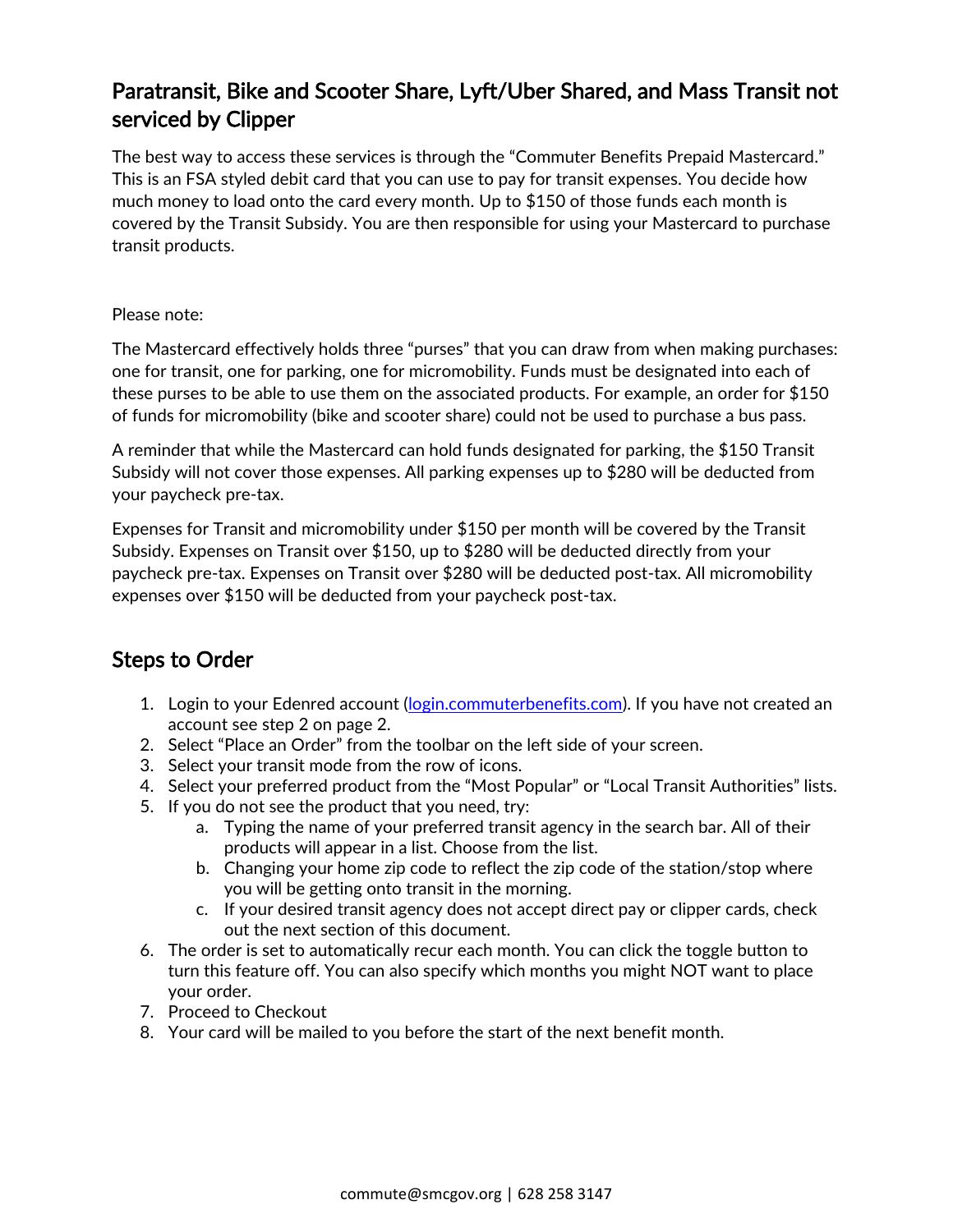## Paratransit, Bike and Scooter Share, Lyft/Uber Shared, and Mass Transit not serviced by Clipper

The best way to access these services is through the "Commuter Benefits Prepaid Mastercard." This is an FSA styled debit card that you can use to pay for transit expenses. You decide how much money to load onto the card every month. Up to $150 of those funds each month is covered by the Transit Subsidy. You are then responsible for using your Mastercard to purchase transit products.

Please note:

The Mastercard effectively holds three "purses" that you can draw from when making purchases: one for transit, one for parking, one for micromobility. Funds must be designated into each of these purses to be able to use them on the associated products. For example, an order for $150 of funds for micromobility (bike and scooter share) could not be used to purchase a bus pass.

A reminder that while the Mastercard can hold funds designated for parking, the $150 Transit Subsidy will not cover those expenses. All parking expenses up to $280 will be deducted from your paycheck pre-tax.

Expenses for Transit and micromobility under $150 per month will be covered by the Transit Subsidy. Expenses on Transit over $150, up to $280 will be deducted directly from your paycheck pre-tax. Expenses on Transit over $280 will be deducted post-tax. All micromobility expenses over $150 will be deducted from your paycheck post-tax.

## Steps to Order

1. Login to your Edenred account ([login.commuterbenefits.com](login.commuterbenefits.com)). If you have not created an account see step 2 on page 2.
2. Select "Place an Order" from the toolbar on the left side of your screen.
3. Select your transit mode from the row of icons.
4. Select your preferred product from the "Most Popular" or "Local Transit Authorities" lists.
5. If you do not see the product that you need, try:
   a. Typing the name of your preferred transit agency in the search bar. All of their products will appear in a list. Choose from the list.
   b. Changing your home zip code to reflect the zip code of the station/stop where you will be getting onto transit in the morning.
   c. If your desired transit agency does not accept direct pay or clipper cards, check out the next section of this document.
6. The order is set to automatically recur each month. You can click the toggle button to turn this feature off. You can also specify which months you might NOT want to place your order.
7. Proceed to Checkout
8. Your card will be mailed to you before the start of the next benefit month.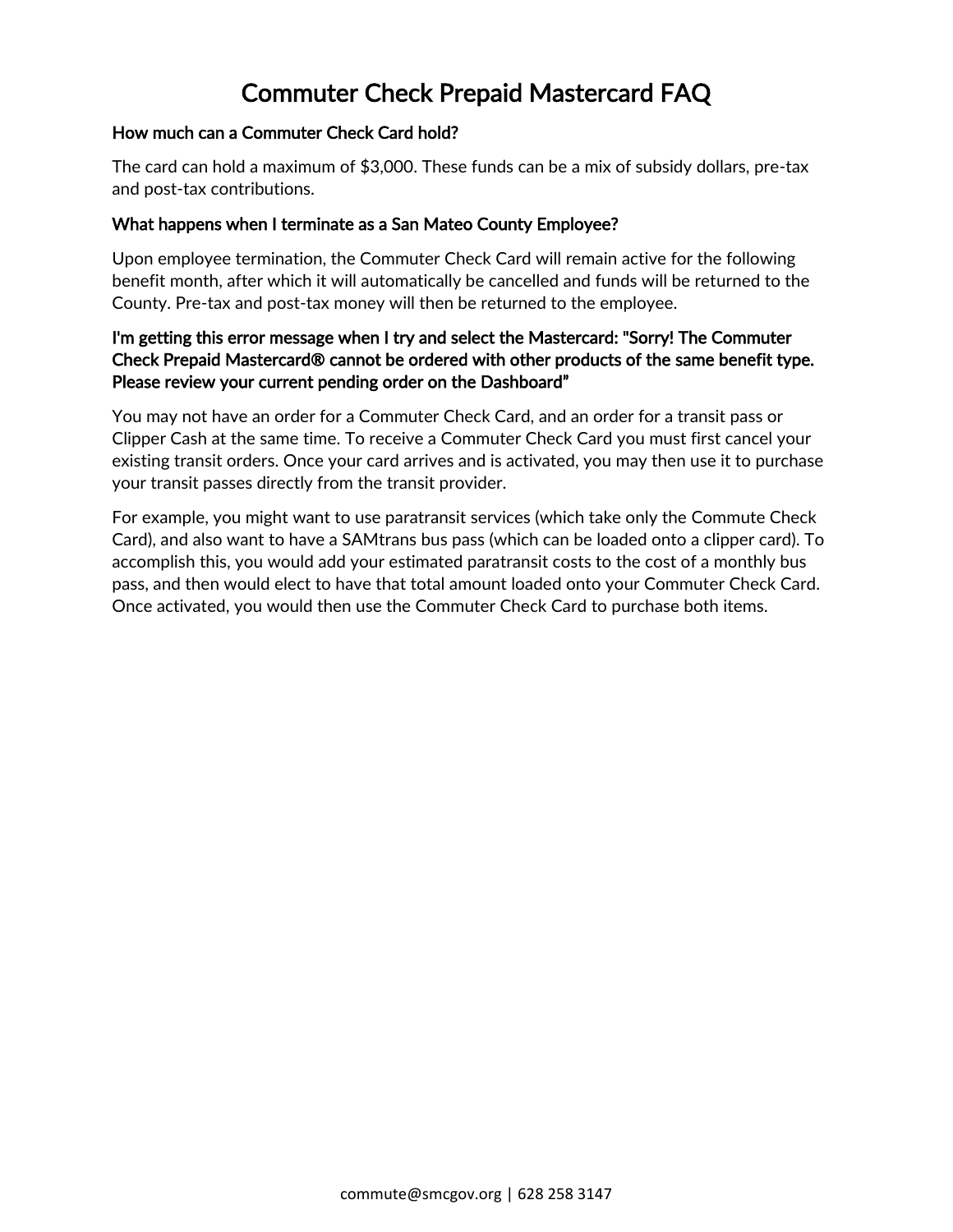# Commuter Check Prepaid Mastercard FAQ

**How much can a Commuter Check Card hold?**

The card can hold a maximum of $3,000. These funds can be a mix of subsidy dollars, pre-tax and post-tax contributions.

**What happens when I terminate as a San Mateo County Employee?**

Upon employee termination, the Commuter Check Card will remain active for the following benefit month, after which it will automatically be cancelled and funds will be returned to the County. Pre-tax and post-tax money will then be returned to the employee.

**I'm getting this error message when I try and select the Mastercard: "Sorry! The Commuter Check Prepaid Mastercard® cannot be ordered with other products of the same benefit type. Please review your current pending order on the Dashboard"**

You may not have an order for a Commuter Check Card, and an order for a transit pass or Clipper Cash at the same time. To receive a Commuter Check Card you must first cancel your existing transit orders. Once your card arrives and is activated, you may then use it to purchase your transit passes directly from the transit provider.

For example, you might want to use paratransit services (which take only the Commute Check Card), and also want to have a SAMtrans bus pass (which can be loaded onto a clipper card). To accomplish this, you would add your estimated paratransit costs to the cost of a monthly bus pass, and then would elect to have that total amount loaded onto your Commuter Check Card. Once activated, you would then use the Commuter Check Card to purchase both items.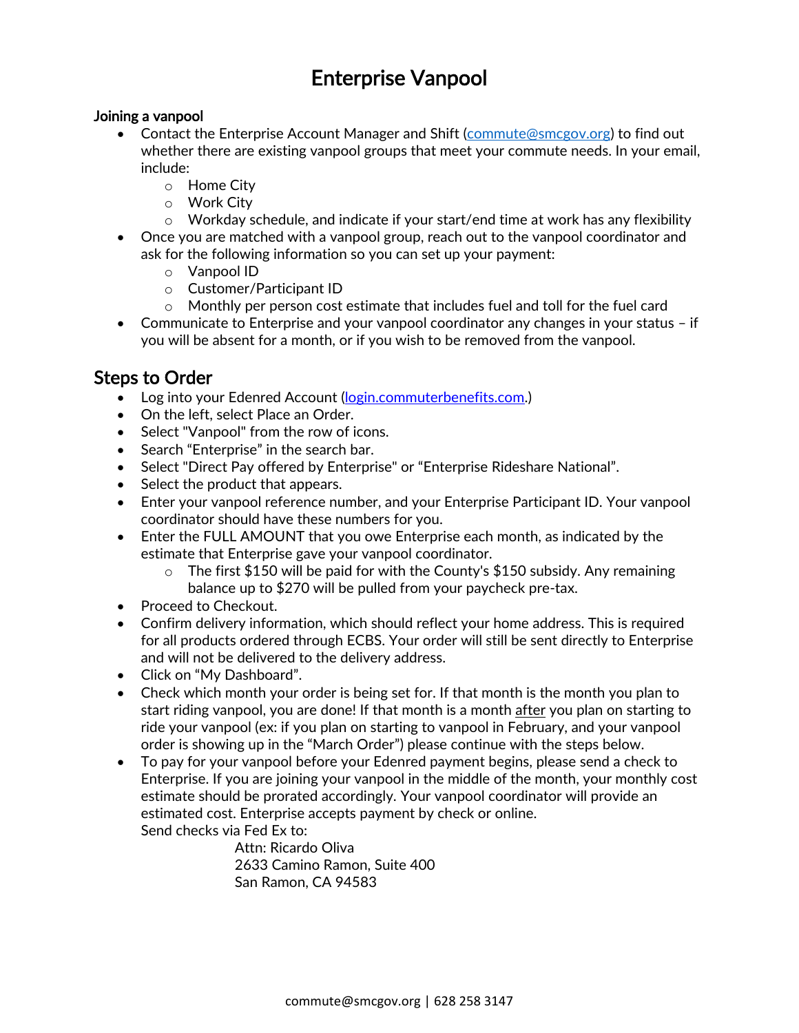# Enterprise Vanpool

### Joining a vanpool

- Contact the Enterprise Account Manager and Shift (commute@smcgov.org) to find out whether there are existing vanpool groups that meet your commute needs. In your email, include:
  - Home City
  - Work City
  - Workday schedule, and indicate if your start/end time at work has any flexibility
- Once you are matched with a vanpool group, reach out to the vanpool coordinator and ask for the following information so you can set up your payment:
  - Vanpool ID
  - Customer/Participant ID
  - Monthly per person cost estimate that includes fuel and toll for the fuel card
- Communicate to Enterprise and your vanpool coordinator any changes in your status – if you will be absent for a month, or if you wish to be removed from the vanpool.

## Steps to Order

- Log into your Edenred Account (login.commuterbenefits.com.)
- On the left, select Place an Order.
- Select "Vanpool" from the row of icons.
- Search "Enterprise" in the search bar.
- Select "Direct Pay offered by Enterprise" or "Enterprise Rideshare National".
- Select the product that appears.
- Enter your vanpool reference number, and your Enterprise Participant ID. Your vanpool coordinator should have these numbers for you.
- Enter the FULL AMOUNT that you owe Enterprise each month, as indicated by the estimate that Enterprise gave your vanpool coordinator.
  - The first $150 will be paid for with the County's $150 subsidy. Any remaining balance up to $270 will be pulled from your paycheck pre-tax.
- Proceed to Checkout.
- Confirm delivery information, which should reflect your home address. This is required for all products ordered through ECBS. Your order will still be sent directly to Enterprise and will not be delivered to the delivery address.
- Click on "My Dashboard".
- Check which month your order is being set for. If that month is the month you plan to start riding vanpool, you are done! If that month is a month after you plan on starting to ride your vanpool (ex: if you plan on starting to vanpool in February, and your vanpool order is showing up in the "March Order") please continue with the steps below.
- To pay for your vanpool before your Edenred payment begins, please send a check to Enterprise. If you are joining your vanpool in the middle of the month, your monthly cost estimate should be prorated accordingly. Your vanpool coordinator will provide an estimated cost. Enterprise accepts payment by check or online.
  Send checks via Fed Ex to:

  Attn: Ricardo Oliva
  2633 Camino Ramon, Suite 400
  San Ramon, CA 94583

commute@smcgov.org | 628 258 3147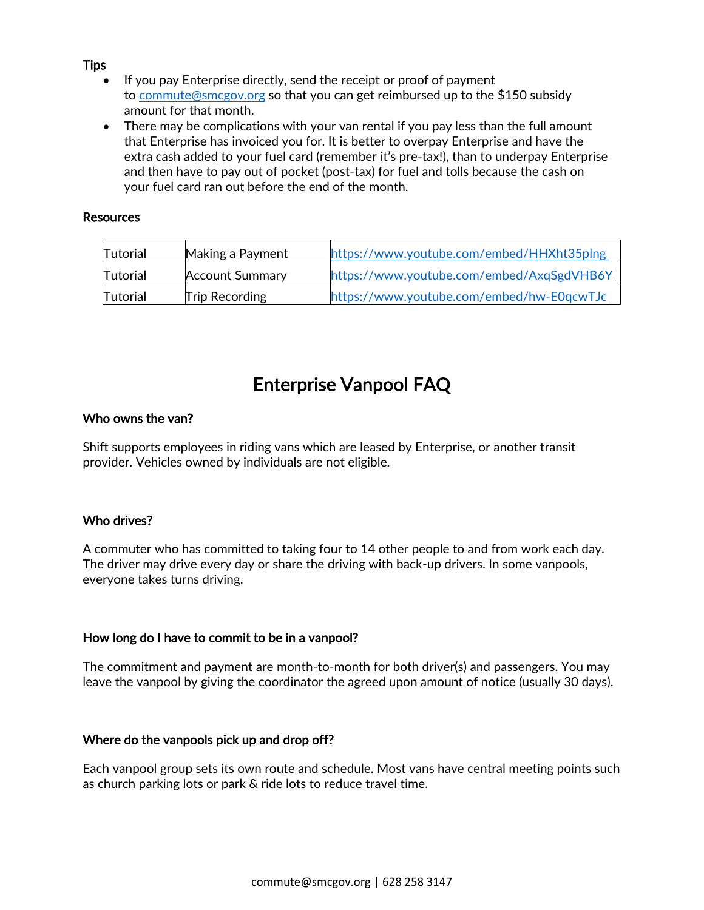**Tips**

- If you pay Enterprise directly, send the receipt or proof of payment to commute@smcgov.org so that you can get reimbursed up to the $150 subsidy amount for that month.
- There may be complications with your van rental if you pay less than the full amount that Enterprise has invoiced you for. It is better to overpay Enterprise and have the extra cash added to your fuel card (remember it's pre-tax!), than to underpay Enterprise and then have to pay out of pocket (post-tax) for fuel and tolls because the cash on your fuel card ran out before the end of the month.

**Resources**

| Tutorial | Making a Payment | https://www.youtube.com/embed/HHXht35plng |
|---|---|---|
| Tutorial | Account Summary | https://www.youtube.com/embed/AxqSgdVHB6Y |
| Tutorial | Trip Recording | https://www.youtube.com/embed/hw-E0qcwTJc |

# Enterprise Vanpool FAQ

**Who owns the van?**

Shift supports employees in riding vans which are leased by Enterprise, or another transit provider. Vehicles owned by individuals are not eligible.

**Who drives?**

A commuter who has committed to taking four to 14 other people to and from work each day. The driver may drive every day or share the driving with back-up drivers. In some vanpools, everyone takes turns driving.

**How long do I have to commit to be in a vanpool?**

The commitment and payment are month-to-month for both driver(s) and passengers. You may leave the vanpool by giving the coordinator the agreed upon amount of notice (usually 30 days).

**Where do the vanpools pick up and drop off?**

Each vanpool group sets its own route and schedule. Most vans have central meeting points such as church parking lots or park & ride lots to reduce travel time.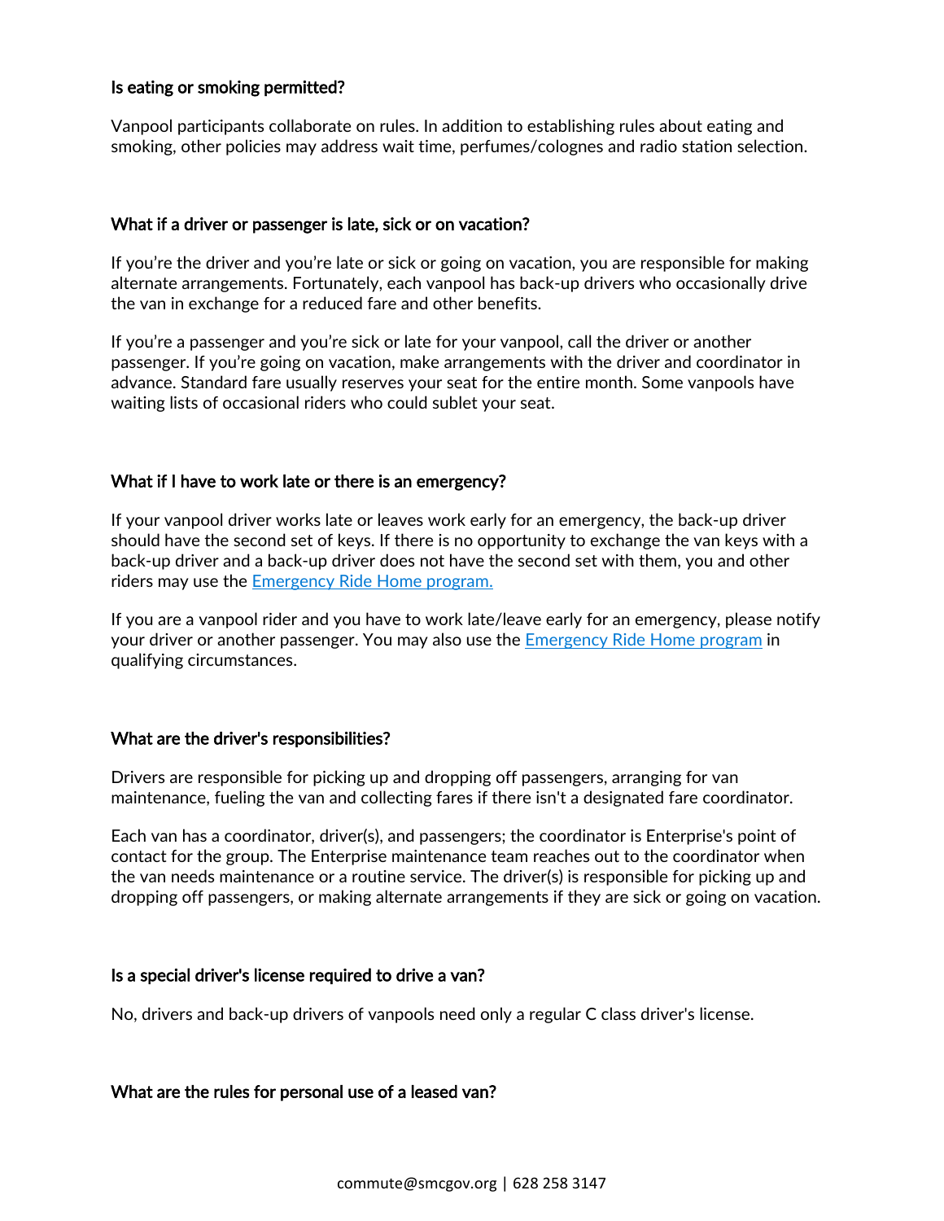### Is eating or smoking permitted?

Vanpool participants collaborate on rules. In addition to establishing rules about eating and smoking, other policies may address wait time, perfumes/colognes and radio station selection.

### What if a driver or passenger is late, sick or on vacation?

If you're the driver and you're late or sick or going on vacation, you are responsible for making alternate arrangements. Fortunately, each vanpool has back-up drivers who occasionally drive the van in exchange for a reduced fare and other benefits.

If you're a passenger and you're sick or late for your vanpool, call the driver or another passenger. If you're going on vacation, make arrangements with the driver and coordinator in advance. Standard fare usually reserves your seat for the entire month. Some vanpools have waiting lists of occasional riders who could sublet your seat.

### What if I have to work late or there is an emergency?

If your vanpool driver works late or leaves work early for an emergency, the back-up driver should have the second set of keys. If there is no opportunity to exchange the van keys with a back-up driver and a back-up driver does not have the second set with them, you and other riders may use the [Emergency Ride Home program.]()

If you are a vanpool rider and you have to work late/leave early for an emergency, please notify your driver or another passenger. You may also use the [Emergency Ride Home program]() in qualifying circumstances.

### What are the driver's responsibilities?

Drivers are responsible for picking up and dropping off passengers, arranging for van maintenance, fueling the van and collecting fares if there isn't a designated fare coordinator.

Each van has a coordinator, driver(s), and passengers; the coordinator is Enterprise's point of contact for the group. The Enterprise maintenance team reaches out to the coordinator when the van needs maintenance or a routine service. The driver(s) is responsible for picking up and dropping off passengers, or making alternate arrangements if they are sick or going on vacation.

### Is a special driver's license required to drive a van?

No, drivers and back-up drivers of vanpools need only a regular C class driver's license.

### What are the rules for personal use of a leased van?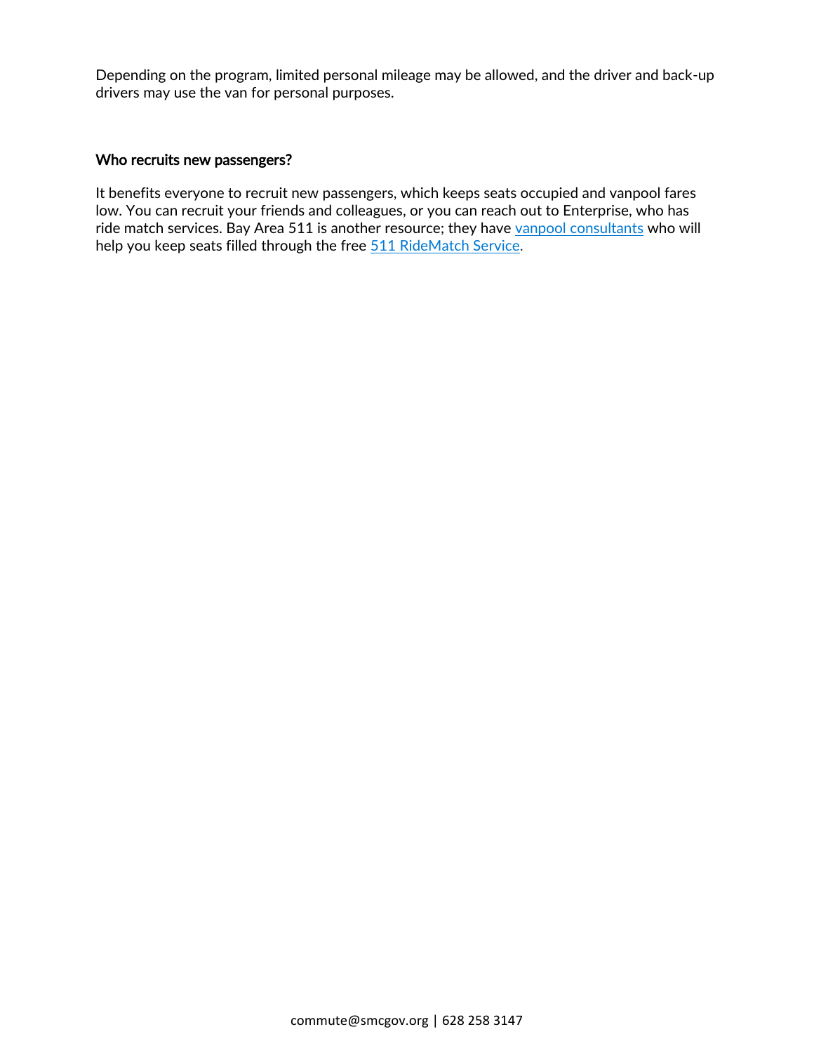Depending on the program, limited personal mileage may be allowed, and the driver and back-up drivers may use the van for personal purposes.

### Who recruits new passengers?

It benefits everyone to recruit new passengers, which keeps seats occupied and vanpool fares low. You can recruit your friends and colleagues, or you can reach out to Enterprise, who has ride match services. Bay Area 511 is another resource; they have vanpool consultants who will help you keep seats filled through the free 511 RideMatch Service.